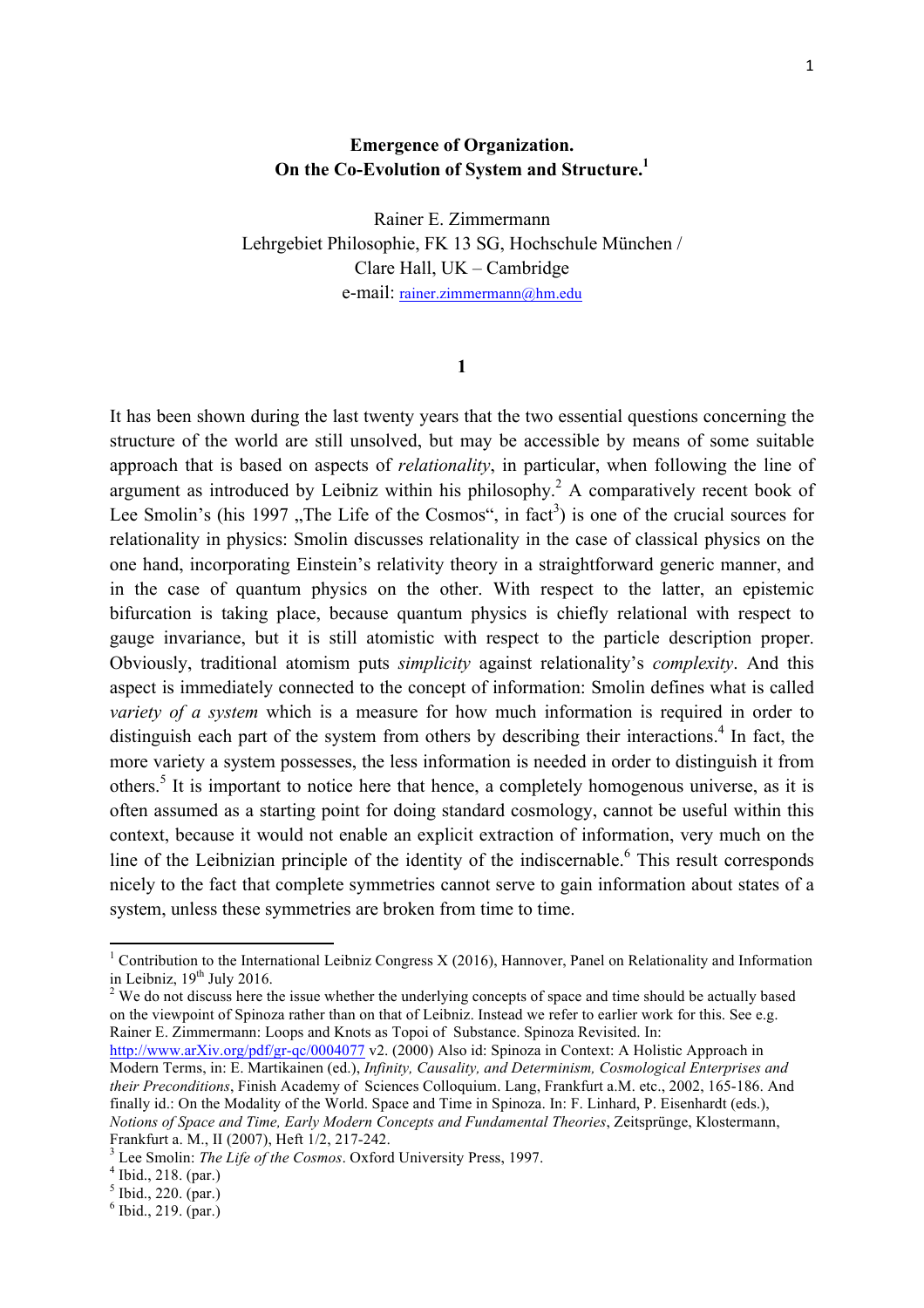# Emergence of Organization.
## On the Co-Evolution of System and Structure.[1]

Rainer E. Zimmermann
Lehrgebiet Philosophie, FK 13 SG, Hochschule München /
Clare Hall, UK – Cambridge
e-mail: rainer.zimmermann@hm.edu

**1**

It has been shown during the last twenty years that the two essential questions concerning the structure of the world are still unsolved, but may be accessible by means of some suitable approach that is based on aspects of *relationality*, in particular, when following the line of argument as introduced by Leibniz within his philosophy.[2] A comparatively recent book of Lee Smolin's (his 1997 „The Life of the Cosmos", in fact[3]) is one of the crucial sources for relationality in physics: Smolin discusses relationality in the case of classical physics on the one hand, incorporating Einstein's relativity theory in a straightforward generic manner, and in the case of quantum physics on the other. With respect to the latter, an epistemic bifurcation is taking place, because quantum physics is chiefly relational with respect to gauge invariance, but it is still atomistic with respect to the particle description proper. Obviously, traditional atomism puts *simplicity* against relationality's *complexity*. And this aspect is immediately connected to the concept of information: Smolin defines what is called *variety of a system* which is a measure for how much information is required in order to distinguish each part of the system from others by describing their interactions.[4] In fact, the more variety a system possesses, the less information is needed in order to distinguish it from others.[5] It is important to notice here that hence, a completely homogenous universe, as it is often assumed as a starting point for doing standard cosmology, cannot be useful within this context, because it would not enable an explicit extraction of information, very much on the line of the Leibnizian principle of the identity of the indiscernable.[6] This result corresponds nicely to the fact that complete symmetries cannot serve to gain information about states of a system, unless these symmetries are broken from time to time.

---

[1] Contribution to the International Leibniz Congress X (2016), Hannover, Panel on Relationality and Information in Leibniz, 19th July 2016.

[2] We do not discuss here the issue whether the underlying concepts of space and time should be actually based on the viewpoint of Spinoza rather than on that of Leibniz. Instead we refer to earlier work for this. See e.g. Rainer E. Zimmermann: Loops and Knots as Topoi of Substance. Spinoza Revisited. In: http://www.arXiv.org/pdf/gr-qc/0004077 v2. (2000) Also id: Spinoza in Context: A Holistic Approach in Modern Terms, in: E. Martikainen (ed.), *Infinity, Causality, and Determinism, Cosmological Enterprises and their Preconditions*, Finish Academy of Sciences Colloquium. Lang, Frankfurt a.M. etc., 2002, 165-186. And finally id.: On the Modality of the World. Space and Time in Spinoza. In: F. Linhard, P. Eisenhardt (eds.), *Notions of Space and Time, Early Modern Concepts and Fundamental Theories*, Zeitsprünge, Klostermann, Frankfurt a. M., II (2007), Heft 1/2, 217-242.

[3] Lee Smolin: *The Life of the Cosmos*. Oxford University Press, 1997.

[4] Ibid., 218. (par.)

[5] Ibid., 220. (par.)

[6] Ibid., 219. (par.)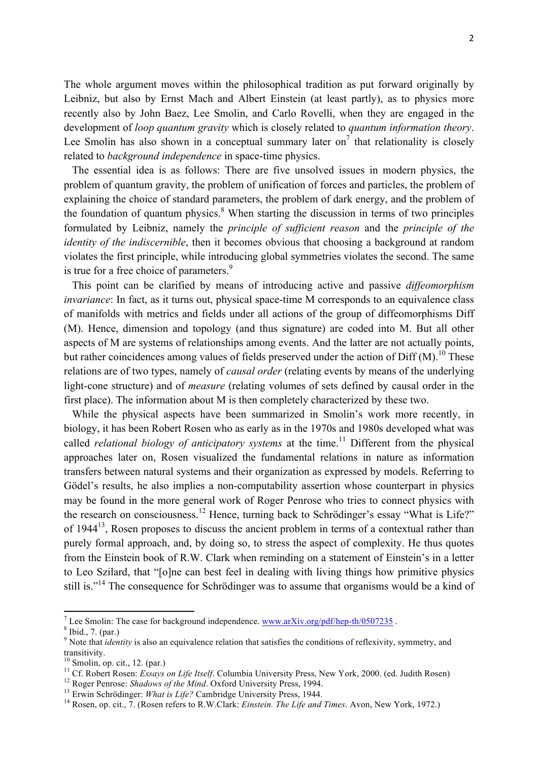The whole argument moves within the philosophical tradition as put forward originally by Leibniz, but also by Ernst Mach and Albert Einstein (at least partly), as to physics more recently also by John Baez, Lee Smolin, and Carlo Rovelli, when they are engaged in the development of *loop quantum gravity* which is closely related to *quantum information theory*. Lee Smolin has also shown in a conceptual summary later on[7] that relationality is closely related to *background independence* in space-time physics.

The essential idea is as follows: There are five unsolved issues in modern physics, the problem of quantum gravity, the problem of unification of forces and particles, the problem of explaining the choice of standard parameters, the problem of dark energy, and the problem of the foundation of quantum physics.[8] When starting the discussion in terms of two principles formulated by Leibniz, namely the *principle of sufficient reason* and the *principle of the identity of the indiscernible*, then it becomes obvious that choosing a background at random violates the first principle, while introducing global symmetries violates the second. The same is true for a free choice of parameters.[9]

This point can be clarified by means of introducing active and passive *diffeomorphism invariance*: In fact, as it turns out, physical space-time M corresponds to an equivalence class of manifolds with metrics and fields under all actions of the group of diffeomorphisms Diff (M). Hence, dimension and topology (and thus signature) are coded into M. But all other aspects of M are systems of relationships among events. And the latter are not actually points, but rather coincidences among values of fields preserved under the action of Diff (M).[10] These relations are of two types, namely of *causal order* (relating events by means of the underlying light-cone structure) and of *measure* (relating volumes of sets defined by causal order in the first place). The information about M is then completely characterized by these two.

While the physical aspects have been summarized in Smolin's work more recently, in biology, it has been Robert Rosen who as early as in the 1970s and 1980s developed what was called *relational biology of anticipatory systems* at the time.[11] Different from the physical approaches later on, Rosen visualized the fundamental relations in nature as information transfers between natural systems and their organization as expressed by models. Referring to Gödel's results, he also implies a non-computability assertion whose counterpart in physics may be found in the more general work of Roger Penrose who tries to connect physics with the research on consciousness.[12] Hence, turning back to Schrödinger's essay "What is Life?" of 1944[13], Rosen proposes to discuss the ancient problem in terms of a contextual rather than purely formal approach, and, by doing so, to stress the aspect of complexity. He thus quotes from the Einstein book of R.W. Clark when reminding on a statement of Einstein's in a letter to Leo Szilard, that "[o]ne can best feel in dealing with living things how primitive physics still is."[14] The consequence for Schrödinger was to assume that organisms would be a kind of

---

[7] Lee Smolin: The case for background independence. www.arXiv.org/pdf/hep-th/0507235 .

[8] Ibid., 7. (par.)

[9] Note that *identity* is also an equivalence relation that satisfies the conditions of reflexivity, symmetry, and transitivity.

[10] Smolin, op. cit., 12. (par.)

[11] Cf. Robert Rosen: *Essays on Life Itself*. Columbia University Press, New York, 2000. (ed. Judith Rosen)

[12] Roger Penrose: *Shadows of the Mind*. Oxford University Press, 1994.

[13] Erwin Schrödinger: *What is Life?* Cambridge University Press, 1944.

[14] Rosen, op. cit., 7. (Rosen refers to R.W.Clark: *Einstein. The Life and Times*. Avon, New York, 1972.)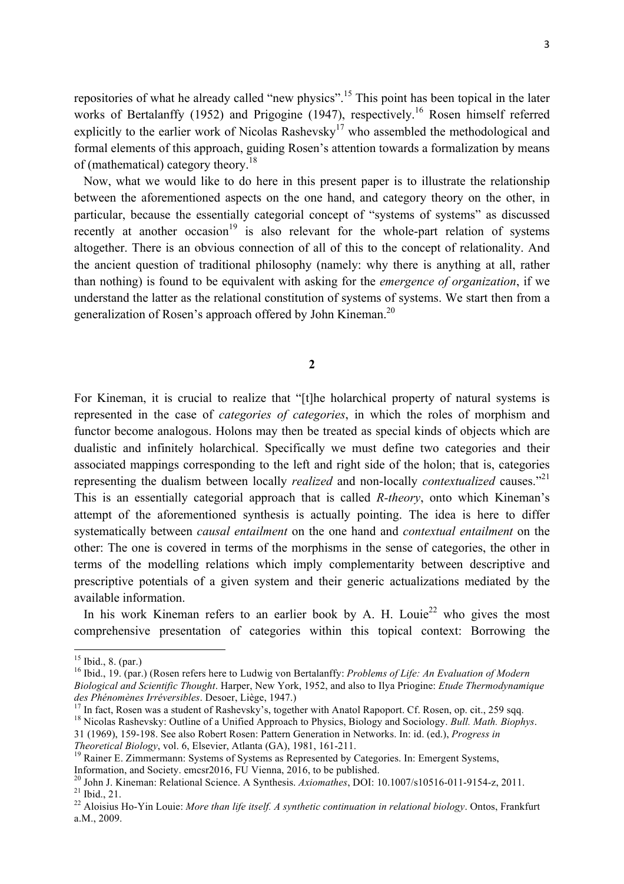repositories of what he already called "new physics".[15] This point has been topical in the later works of Bertalanffy (1952) and Prigogine (1947), respectively.[16] Rosen himself referred explicitly to the earlier work of Nicolas Rashevsky[17] who assembled the methodological and formal elements of this approach, guiding Rosen's attention towards a formalization by means of (mathematical) category theory.[18]

Now, what we would like to do here in this present paper is to illustrate the relationship between the aforementioned aspects on the one hand, and category theory on the other, in particular, because the essentially categorial concept of "systems of systems" as discussed recently at another occasion[19] is also relevant for the whole-part relation of systems altogether. There is an obvious connection of all of this to the concept of relationality. And the ancient question of traditional philosophy (namely: why there is anything at all, rather than nothing) is found to be equivalent with asking for the *emergence of organization*, if we understand the latter as the relational constitution of systems of systems. We start then from a generalization of Rosen's approach offered by John Kineman.[20]

## 2

For Kineman, it is crucial to realize that "[t]he holarchical property of natural systems is represented in the case of *categories of categories*, in which the roles of morphism and functor become analogous. Holons may then be treated as special kinds of objects which are dualistic and infinitely holarchical. Specifically we must define two categories and their associated mappings corresponding to the left and right side of the holon; that is, categories representing the dualism between locally *realized* and non-locally *contextualized* causes."[21] This is an essentially categorial approach that is called *R-theory*, onto which Kineman's attempt of the aforementioned synthesis is actually pointing. The idea is here to differ systematically between *causal entailment* on the one hand and *contextual entailment* on the other: The one is covered in terms of the morphisms in the sense of categories, the other in terms of the modelling relations which imply complementarity between descriptive and prescriptive potentials of a given system and their generic actualizations mediated by the available information.

In his work Kineman refers to an earlier book by A. H. Louie[22] who gives the most comprehensive presentation of categories within this topical context: Borrowing the

---

[15] Ibid., 8. (par.)

[16] Ibid., 19. (par.) (Rosen refers here to Ludwig von Bertalanffy: *Problems of Life: An Evaluation of Modern Biological and Scientific Thought*. Harper, New York, 1952, and also to Ilya Priogine: *Etude Thermodynamique des Phénomènes Irréversibles*. Desoer, Liège, 1947.)

[17] In fact, Rosen was a student of Rashevsky's, together with Anatol Rapoport. Cf. Rosen, op. cit., 259 sqq.

[18] Nicolas Rashevsky: Outline of a Unified Approach to Physics, Biology and Sociology. *Bull. Math. Biophys*. 31 (1969), 159-198. See also Robert Rosen: Pattern Generation in Networks. In: id. (ed.), *Progress in Theoretical Biology*, vol. 6, Elsevier, Atlanta (GA), 1981, 161-211.

[19] Rainer E. Zimmermann: Systems of Systems as Represented by Categories. In: Emergent Systems, Information, and Society. emcsr2016, FU Vienna, 2016, to be published.

[20] John J. Kineman: Relational Science. A Synthesis. *Axiomathes*, DOI: 10.1007/s10516-011-9154-z, 2011.

[21] Ibid., 21.

[22] Aloisius Ho-Yin Louie: *More than life itself. A synthetic continuation in relational biology*. Ontos, Frankfurt a.M., 2009.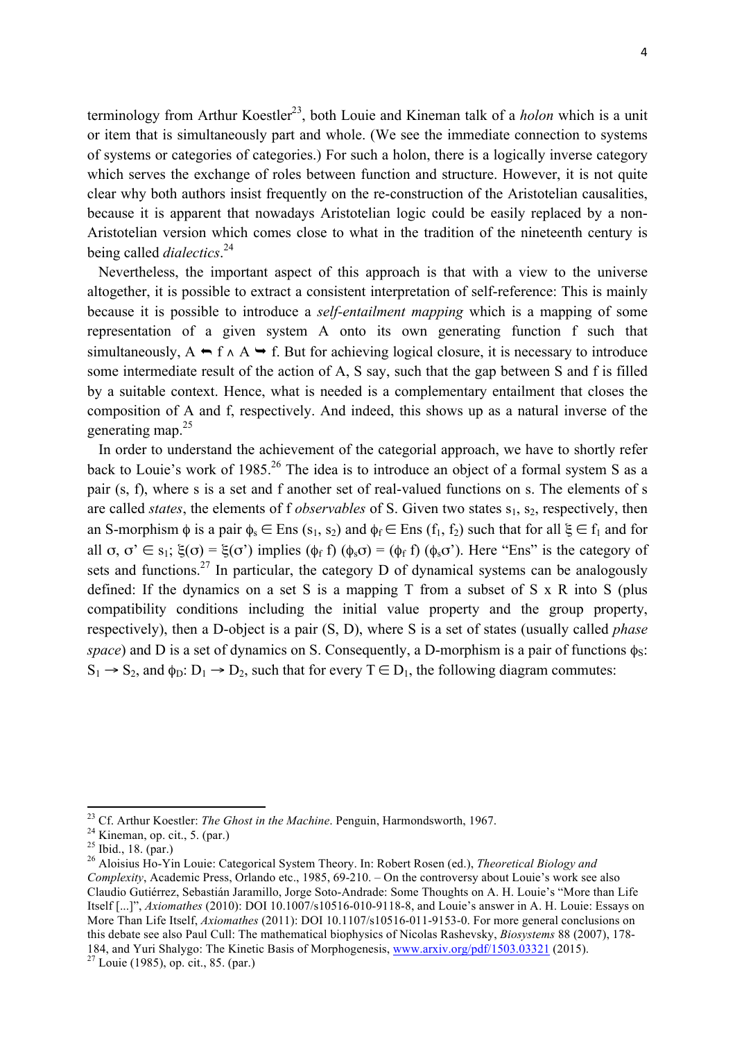terminology from Arthur Koestler[23], both Louie and Kineman talk of a *holon* which is a unit or item that is simultaneously part and whole. (We see the immediate connection to systems of systems or categories of categories.) For such a holon, there is a logically inverse category which serves the exchange of roles between function and structure. However, it is not quite clear why both authors insist frequently on the re-construction of the Aristotelian causalities, because it is apparent that nowadays Aristotelian logic could be easily replaced by a non-Aristotelian version which comes close to what in the tradition of the nineteenth century is being called *dialectics*.[24]

Nevertheless, the important aspect of this approach is that with a view to the universe altogether, it is possible to extract a consistent interpretation of self-reference: This is mainly because it is possible to introduce a *self-entailment mapping* which is a mapping of some representation of a given system A onto its own generating function f such that simultaneously, $A \leftarrow f \wedge A \rightarrow f$. But for achieving logical closure, it is necessary to introduce some intermediate result of the action of A, S say, such that the gap between S and f is filled by a suitable context. Hence, what is needed is a complementary entailment that closes the composition of A and f, respectively. And indeed, this shows up as a natural inverse of the generating map.[25]

In order to understand the achievement of the categorial approach, we have to shortly refer back to Louie's work of 1985.[26] The idea is to introduce an object of a formal system S as a pair (s, f), where s is a set and f another set of real-valued functions on s. The elements of s are called *states*, the elements of f *observables* of S. Given two states $s_1$, $s_2$, respectively, then an S-morphism $\phi$ is a pair $\phi_s \in \text{Ens}(s_1, s_2)$ and $\phi_f \in \text{Ens}(f_1, f_2)$ such that for all $\xi \in f_1$ and for all $\sigma, \sigma' \in s_1$; $\xi(\sigma) = \xi(\sigma')$ implies $(\phi_f\, f)(\phi_s\sigma) = (\phi_f\, f)(\phi_s\sigma')$. Here "Ens" is the category of sets and functions.[27] In particular, the category D of dynamical systems can be analogously defined: If the dynamics on a set S is a mapping T from a subset of S x R into S (plus compatibility conditions including the initial value property and the group property, respectively), then a D-object is a pair (S, D), where S is a set of states (usually called *phase space*) and D is a set of dynamics on S. Consequently, a D-morphism is a pair of functions $\phi_S$: $S_1 \rightarrow S_2$, and $\phi_D$: $D_1 \rightarrow D_2$, such that for every $T \in D_1$, the following diagram commutes:

---

[23] Cf. Arthur Koestler: *The Ghost in the Machine*. Penguin, Harmondsworth, 1967.

[24] Kineman, op. cit., 5. (par.)

[25] Ibid., 18. (par.)

[26] Aloisius Ho-Yin Louie: Categorical System Theory. In: Robert Rosen (ed.), *Theoretical Biology and Complexity*, Academic Press, Orlando etc., 1985, 69-210. – On the controversy about Louie's work see also Claudio Gutiérrez, Sebastián Jaramillo, Jorge Soto-Andrade: Some Thoughts on A. H. Louie's "More than Life Itself [...]", *Axiomathes* (2010): DOI 10.1007/s10516-010-9118-8, and Louie's answer in A. H. Louie: Essays on More Than Life Itself, *Axiomathes* (2011): DOI 10.1107/s10516-011-9153-0. For more general conclusions on this debate see also Paul Cull: The mathematical biophysics of Nicolas Rashevsky, *Biosystems* 88 (2007), 178-184, and Yuri Shalygo: The Kinetic Basis of Morphogenesis, www.arxiv.org/pdf/1503.03321 (2015).

[27] Louie (1985), op. cit., 85. (par.)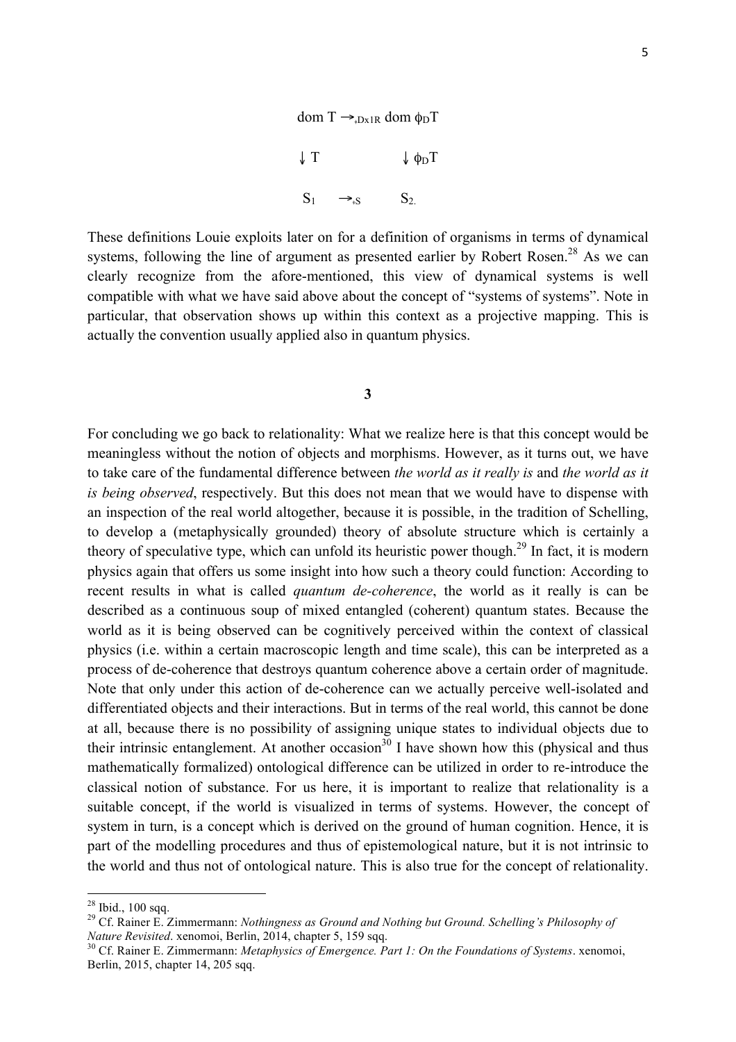$$
\begin{array}{ccc}
\text{dom } T & \rightarrow_{*Dx1R} & \text{dom } \phi_D T \\
\downarrow T & & \downarrow \phi_D T \\
S_1 & \rightarrow_{*S} & S_2.
\end{array}
$$

These definitions Louie exploits later on for a definition of organisms in terms of dynamical systems, following the line of argument as presented earlier by Robert Rosen.[28] As we can clearly recognize from the afore-mentioned, this view of dynamical systems is well compatible with what we have said above about the concept of "systems of systems". Note in particular, that observation shows up within this context as a projective mapping. This is actually the convention usually applied also in quantum physics.

## 3

For concluding we go back to relationality: What we realize here is that this concept would be meaningless without the notion of objects and morphisms. However, as it turns out, we have to take care of the fundamental difference between *the world as it really is* and *the world as it is being observed*, respectively. But this does not mean that we would have to dispense with an inspection of the real world altogether, because it is possible, in the tradition of Schelling, to develop a (metaphysically grounded) theory of absolute structure which is certainly a theory of speculative type, which can unfold its heuristic power though.[29] In fact, it is modern physics again that offers us some insight into how such a theory could function: According to recent results in what is called *quantum de-coherence*, the world as it really is can be described as a continuous soup of mixed entangled (coherent) quantum states. Because the world as it is being observed can be cognitively perceived within the context of classical physics (i.e. within a certain macroscopic length and time scale), this can be interpreted as a process of de-coherence that destroys quantum coherence above a certain order of magnitude. Note that only under this action of de-coherence can we actually perceive well-isolated and differentiated objects and their interactions. But in terms of the real world, this cannot be done at all, because there is no possibility of assigning unique states to individual objects due to their intrinsic entanglement. At another occasion[30] I have shown how this (physical and thus mathematically formalized) ontological difference can be utilized in order to re-introduce the classical notion of substance. For us here, it is important to realize that relationality is a suitable concept, if the world is visualized in terms of systems. However, the concept of system in turn, is a concept which is derived on the ground of human cognition. Hence, it is part of the modelling procedures and thus of epistemological nature, but it is not intrinsic to the world and thus not of ontological nature. This is also true for the concept of relationality.

---

[28] Ibid., 100 sqq.

[29] Cf. Rainer E. Zimmermann: *Nothingness as Ground and Nothing but Ground. Schelling's Philosophy of Nature Revisited*. xenomoi, Berlin, 2014, chapter 5, 159 sqq.

[30] Cf. Rainer E. Zimmermann: *Metaphysics of Emergence. Part 1: On the Foundations of Systems*. xenomoi, Berlin, 2015, chapter 14, 205 sqq.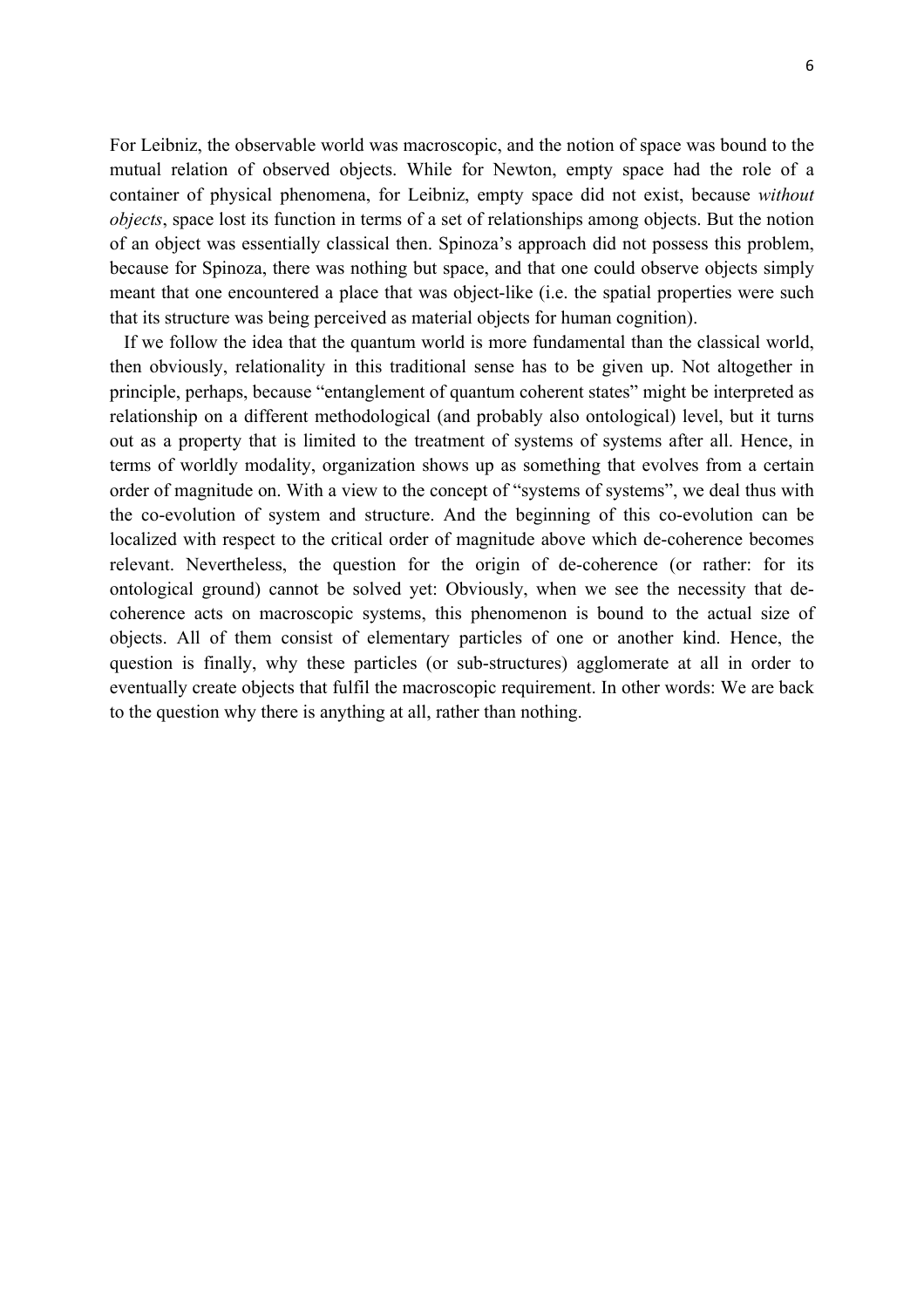For Leibniz, the observable world was macroscopic, and the notion of space was bound to the mutual relation of observed objects. While for Newton, empty space had the role of a container of physical phenomena, for Leibniz, empty space did not exist, because *without objects*, space lost its function in terms of a set of relationships among objects. But the notion of an object was essentially classical then. Spinoza's approach did not possess this problem, because for Spinoza, there was nothing but space, and that one could observe objects simply meant that one encountered a place that was object-like (i.e. the spatial properties were such that its structure was being perceived as material objects for human cognition).

If we follow the idea that the quantum world is more fundamental than the classical world, then obviously, relationality in this traditional sense has to be given up. Not altogether in principle, perhaps, because "entanglement of quantum coherent states" might be interpreted as relationship on a different methodological (and probably also ontological) level, but it turns out as a property that is limited to the treatment of systems of systems after all. Hence, in terms of worldly modality, organization shows up as something that evolves from a certain order of magnitude on. With a view to the concept of "systems of systems", we deal thus with the co-evolution of system and structure. And the beginning of this co-evolution can be localized with respect to the critical order of magnitude above which de-coherence becomes relevant. Nevertheless, the question for the origin of de-coherence (or rather: for its ontological ground) cannot be solved yet: Obviously, when we see the necessity that de-coherence acts on macroscopic systems, this phenomenon is bound to the actual size of objects. All of them consist of elementary particles of one or another kind. Hence, the question is finally, why these particles (or sub-structures) agglomerate at all in order to eventually create objects that fulfil the macroscopic requirement. In other words: We are back to the question why there is anything at all, rather than nothing.